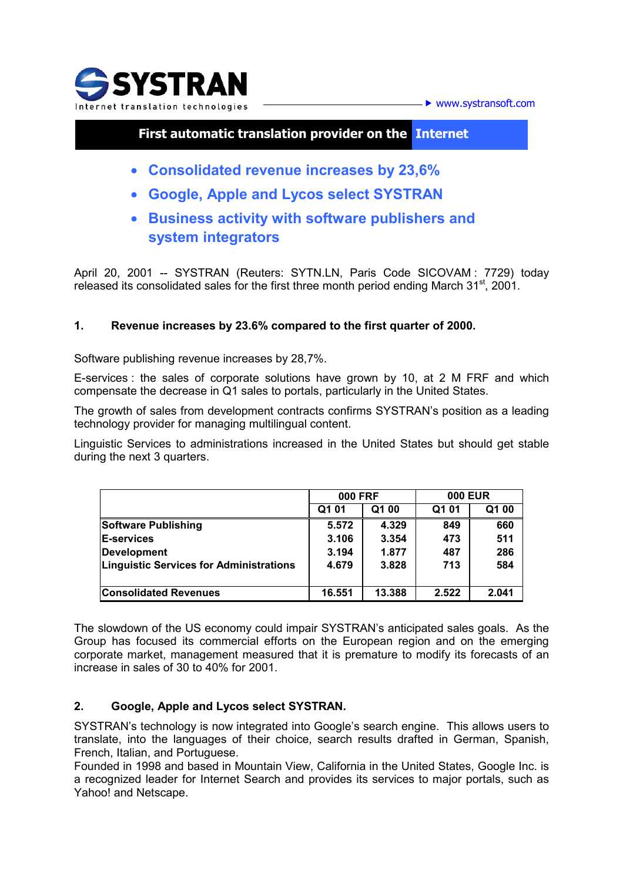**SYSTRAN**

Internet translation technologies

▶ www.systransoft.com

**First automatic translation provider on the Internet**

- **Consolidated revenue increases by 23,6%**
- **Google, Apple and Lycos select SYSTRAN**
- **Business activity with software publishers and system integrators**

April 20, 2001 -- SYSTRAN (Reuters: SYTN.LN, Paris Code SICOVAM : 7729) today released its consolidated sales for the first three month period ending March 31st, 2001.

## 1. Revenue increases by 23.6% compared to the first quarter of 2000.

Software publishing revenue increases by 28,7%.

E-services : the sales of corporate solutions have grown by 10, at 2 M FRF and which compensate the decrease in Q1 sales to portals, particularly in the United States.

The growth of sales from development contracts confirms SYSTRAN's position as a leading technology provider for managing multilingual content.

Linguistic Services to administrations increased in the United States but should get stable during the next 3 quarters.

| | 000 FRF | | 000 EUR | |
|---|---|---|---|---|
| | Q1 01 | Q1 00 | Q1 01 | Q1 00 |
| **Software Publishing** | 5.572 | 4.329 | 849 | 660 |
| **E-services** | 3.106 | 3.354 | 473 | 511 |
| **Development** | 3.194 | 1.877 | 487 | 286 |
| **Linguistic Services for Administrations** | 4.679 | 3.828 | 713 | 584 |
| **Consolidated Revenues** | 16.551 | 13.388 | 2.522 | 2.041 |

The slowdown of the US economy could impair SYSTRAN's anticipated sales goals. As the Group has focused its commercial efforts on the European region and on the emerging corporate market, management measured that it is premature to modify its forecasts of an increase in sales of 30 to 40% for 2001.

## 2. Google, Apple and Lycos select SYSTRAN.

SYSTRAN's technology is now integrated into Google's search engine. This allows users to translate, into the languages of their choice, search results drafted in German, Spanish, French, Italian, and Portuguese.

Founded in 1998 and based in Mountain View, California in the United States, Google Inc. is a recognized leader for Internet Search and provides its services to major portals, such as Yahoo! and Netscape.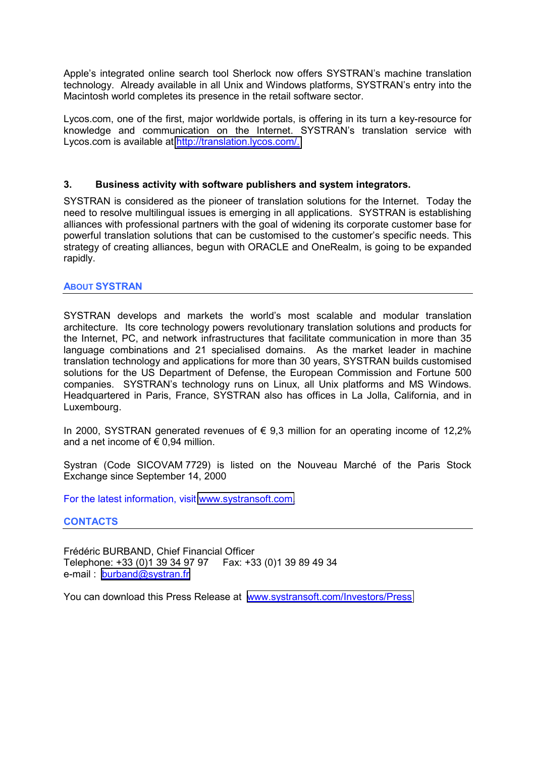Apple's integrated online search tool Sherlock now offers SYSTRAN's machine translation technology. Already available in all Unix and Windows platforms, SYSTRAN's entry into the Macintosh world completes its presence in the retail software sector.

Lycos.com, one of the first, major worldwide portals, is offering in its turn a key-resource for knowledge and communication on the Internet. SYSTRAN's translation service with Lycos.com is available at http://translation.lycos.com/.

### 3. Business activity with software publishers and system integrators.

SYSTRAN is considered as the pioneer of translation solutions for the Internet. Today the need to resolve multilingual issues is emerging in all applications. SYSTRAN is establishing alliances with professional partners with the goal of widening its corporate customer base for powerful translation solutions that can be customised to the customer's specific needs. This strategy of creating alliances, begun with ORACLE and OneRealm, is going to be expanded rapidly.

## ABOUT SYSTRAN

SYSTRAN develops and markets the world's most scalable and modular translation architecture. Its core technology powers revolutionary translation solutions and products for the Internet, PC, and network infrastructures that facilitate communication in more than 35 language combinations and 21 specialised domains. As the market leader in machine translation technology and applications for more than 30 years, SYSTRAN builds customised solutions for the US Department of Defense, the European Commission and Fortune 500 companies. SYSTRAN's technology runs on Linux, all Unix platforms and MS Windows. Headquartered in Paris, France, SYSTRAN also has offices in La Jolla, California, and in Luxembourg.

In 2000, SYSTRAN generated revenues of € 9,3 million for an operating income of 12,2% and a net income of € 0,94 million.

Systran (Code SICOVAM 7729) is listed on the Nouveau Marché of the Paris Stock Exchange since September 14, 2000

For the latest information, visit www.systransoft.com.

## CONTACTS

Frédéric BURBAND, Chief Financial Officer
Telephone: +33 (0)1 39 34 97 97 Fax: +33 (0)1 39 89 49 34
e-mail : burband@systran.fr

You can download this Press Release at www.systransoft.com/Investors/Press